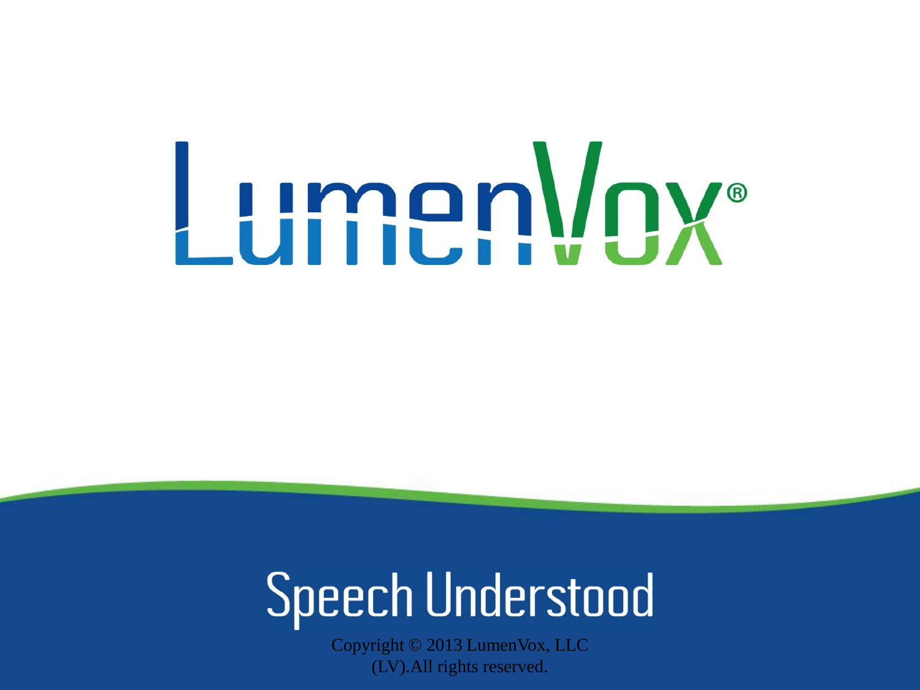# LumenVox®

## Speech Understood

Copyright © 2013 LumenVox, LLC (LV).All rights reserved.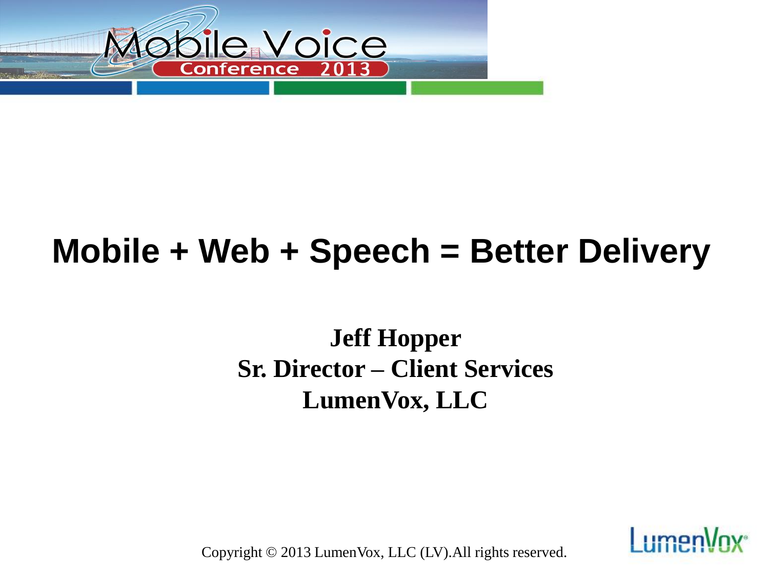# Mobile + Web + Speech = Better Delivery

**Jeff Hopper**
**Sr. Director – Client Services**
**LumenVox, LLC**

Copyright © 2013 LumenVox, LLC (LV).All rights reserved.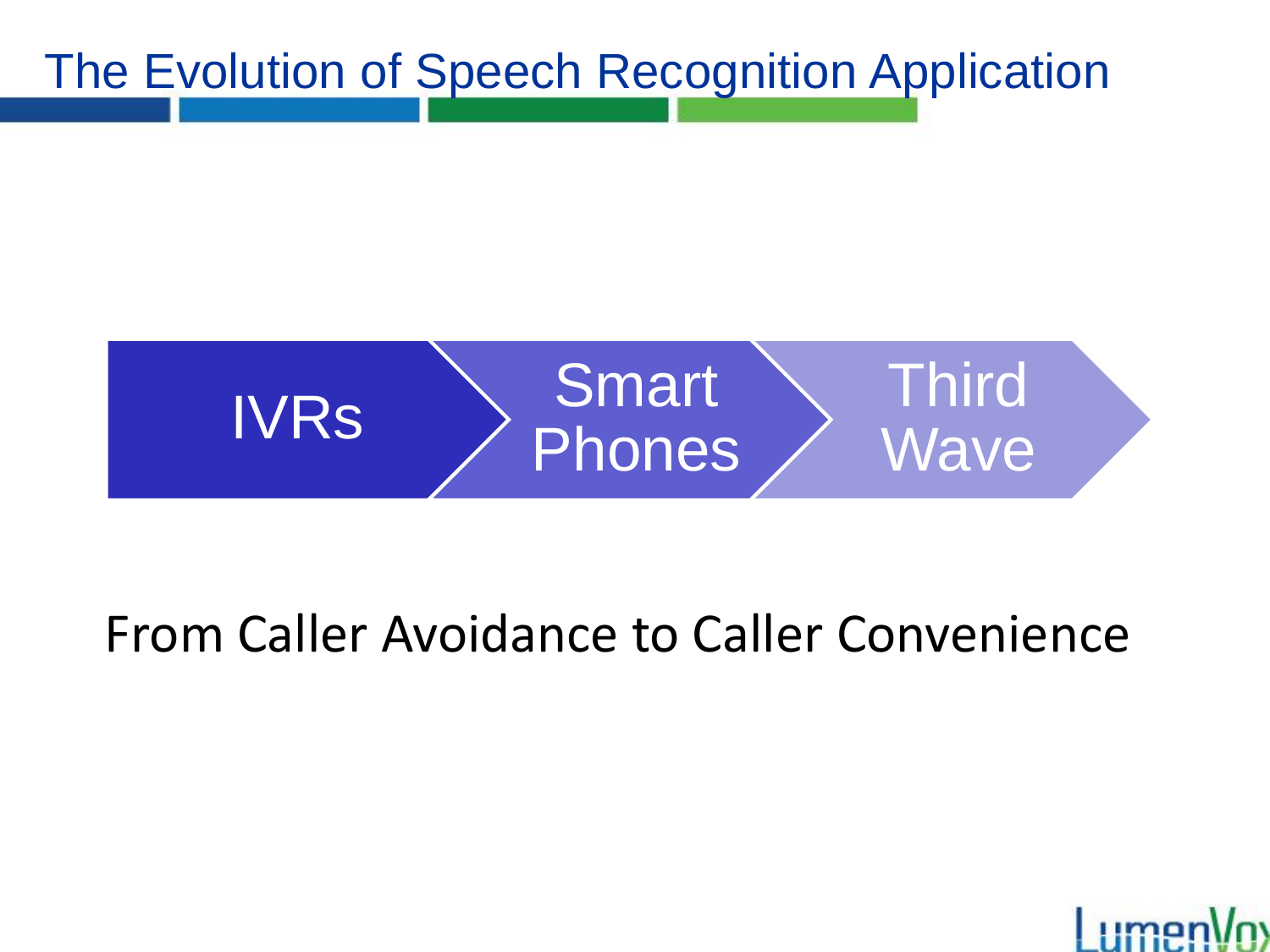# The Evolution of Speech Recognition Application

IVRs → Smart Phones → Third Wave

From Caller Avoidance to Caller Convenience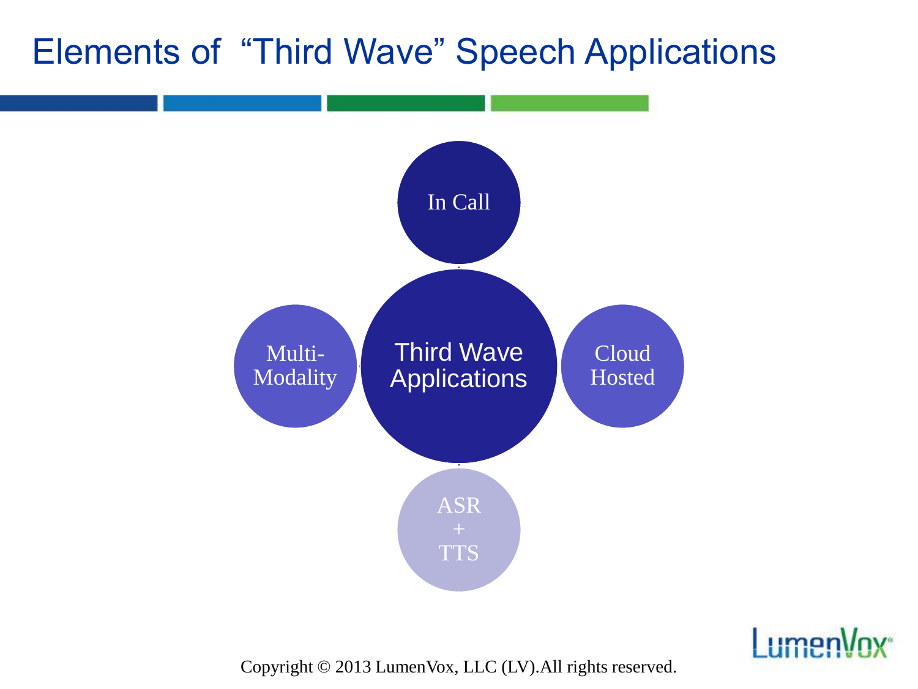# Elements of "Third Wave" Speech Applications

- In Call
- Multi-Modality
- Third Wave Applications
- Cloud Hosted
- ASR + TTS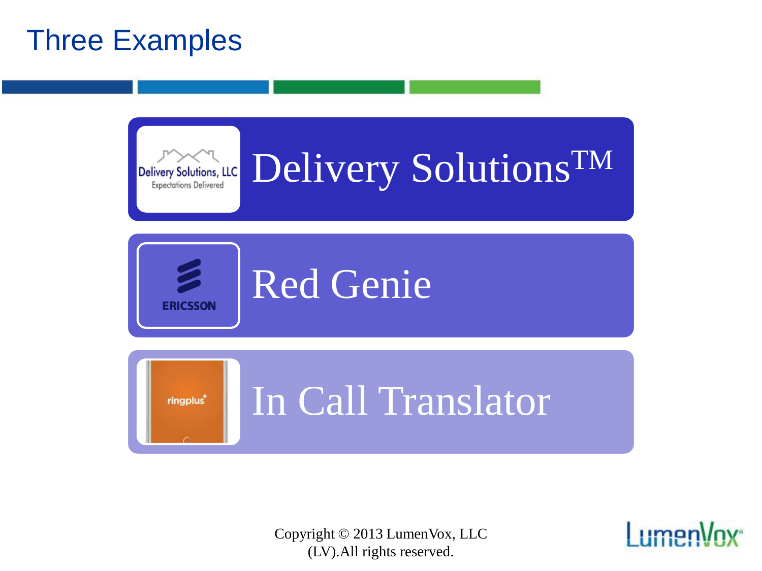# Three Examples

- Delivery Solutions™
- Red Genie
- In Call Translator

Copyright © 2013 LumenVox, LLC (LV).All rights reserved.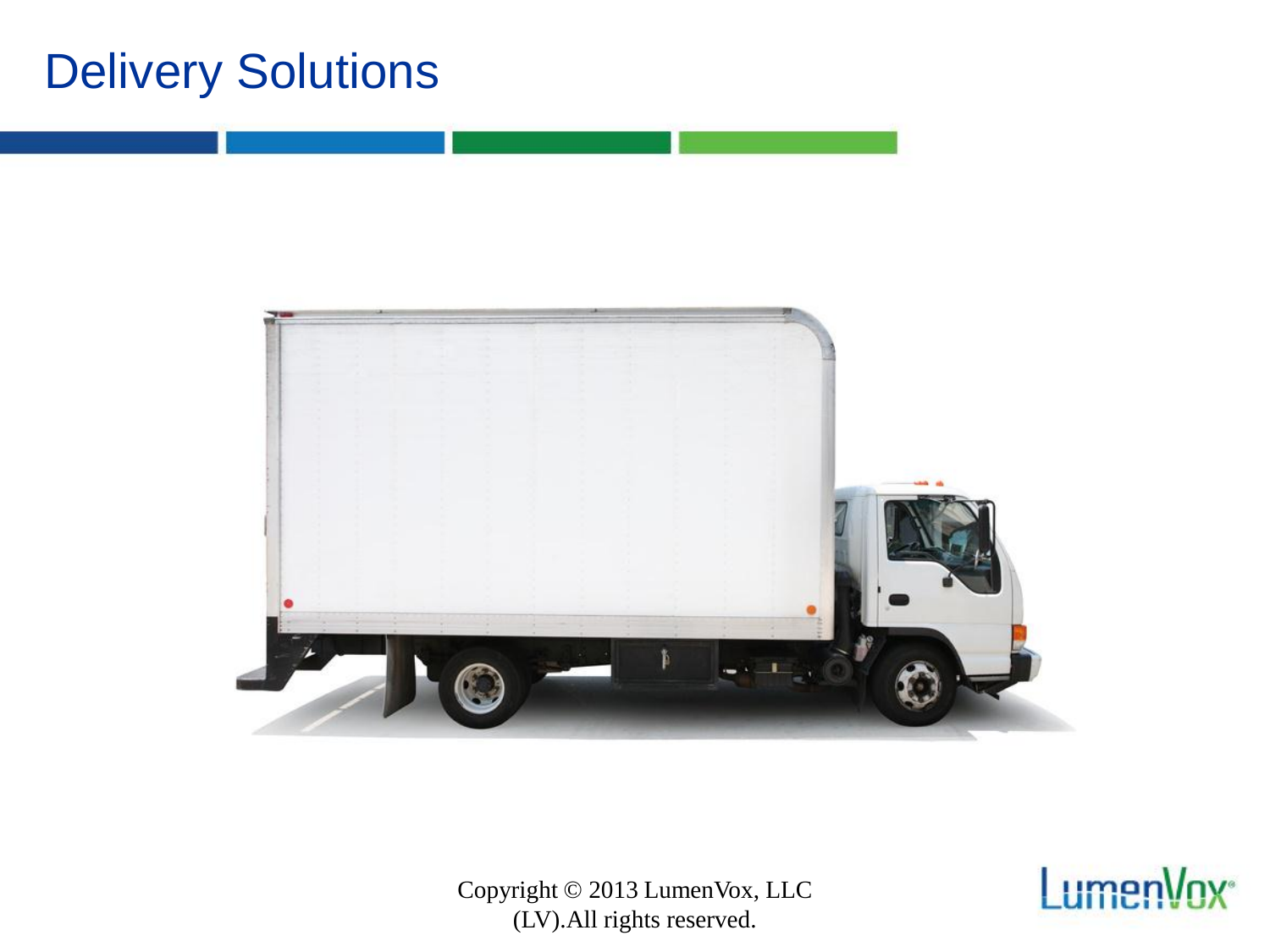# Delivery Solutions

Copyright © 2013 LumenVox, LLC (LV).All rights reserved.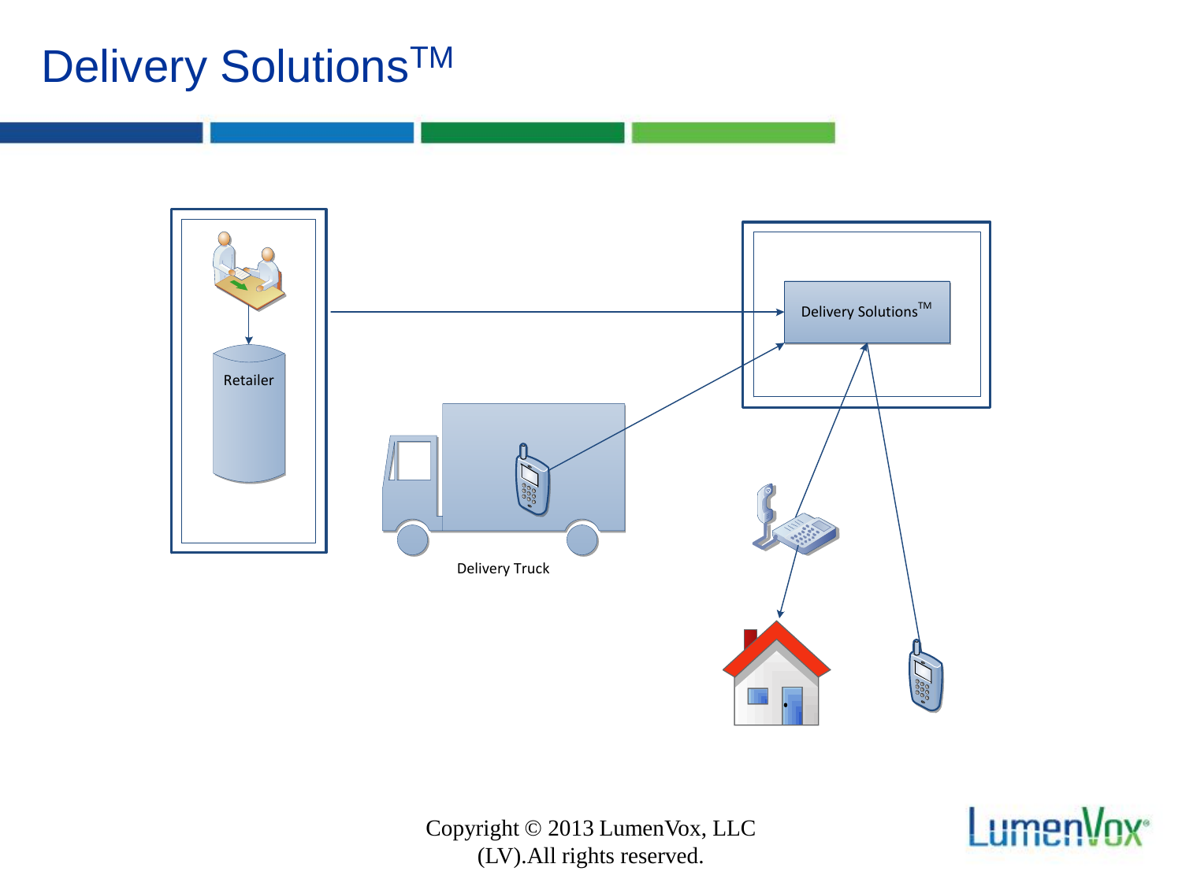# Delivery Solutions™

Retailer

Delivery Solutions™

Delivery Truck

Copyright © 2013 LumenVox, LLC (LV).All rights reserved.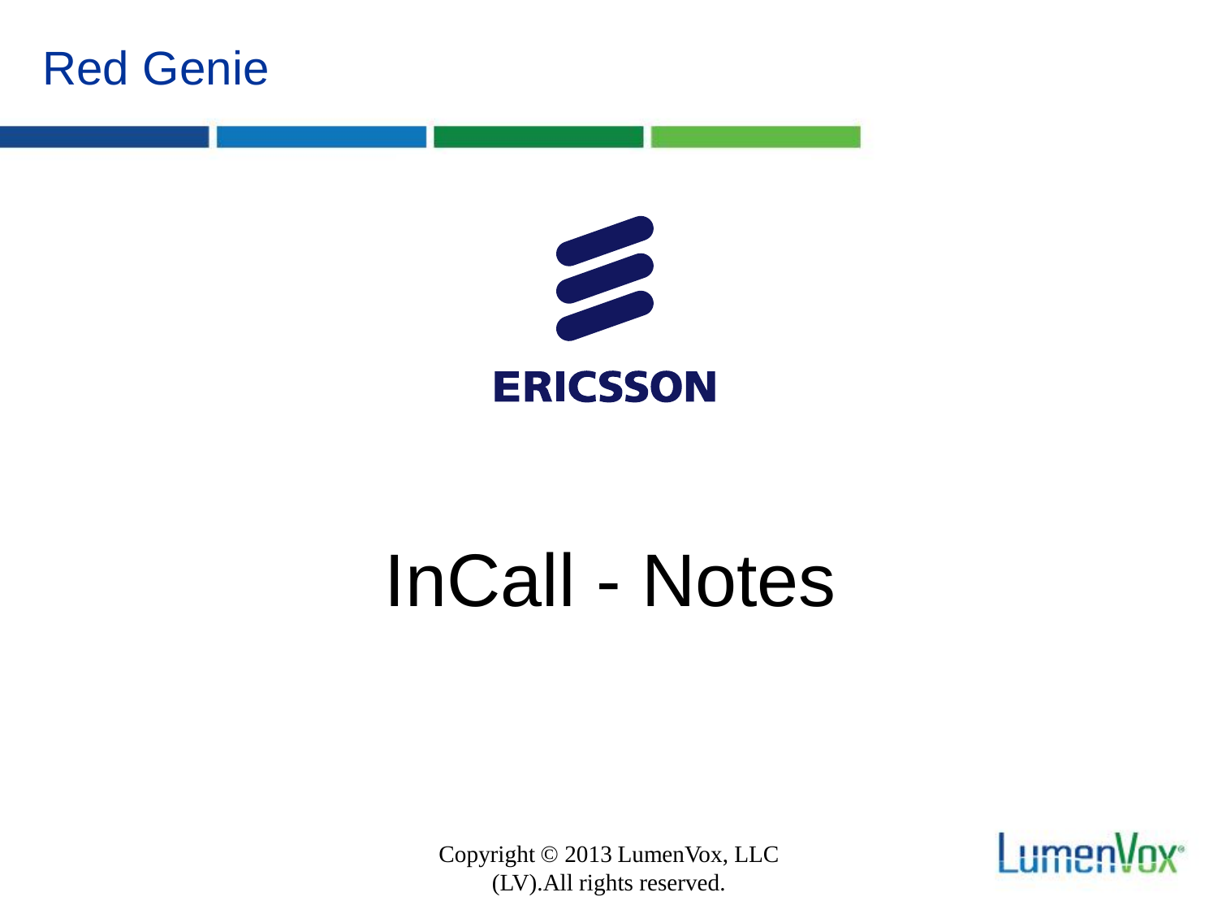Red Genie

ERICSSON

# InCall - Notes

Copyright © 2013 LumenVox, LLC (LV).All rights reserved.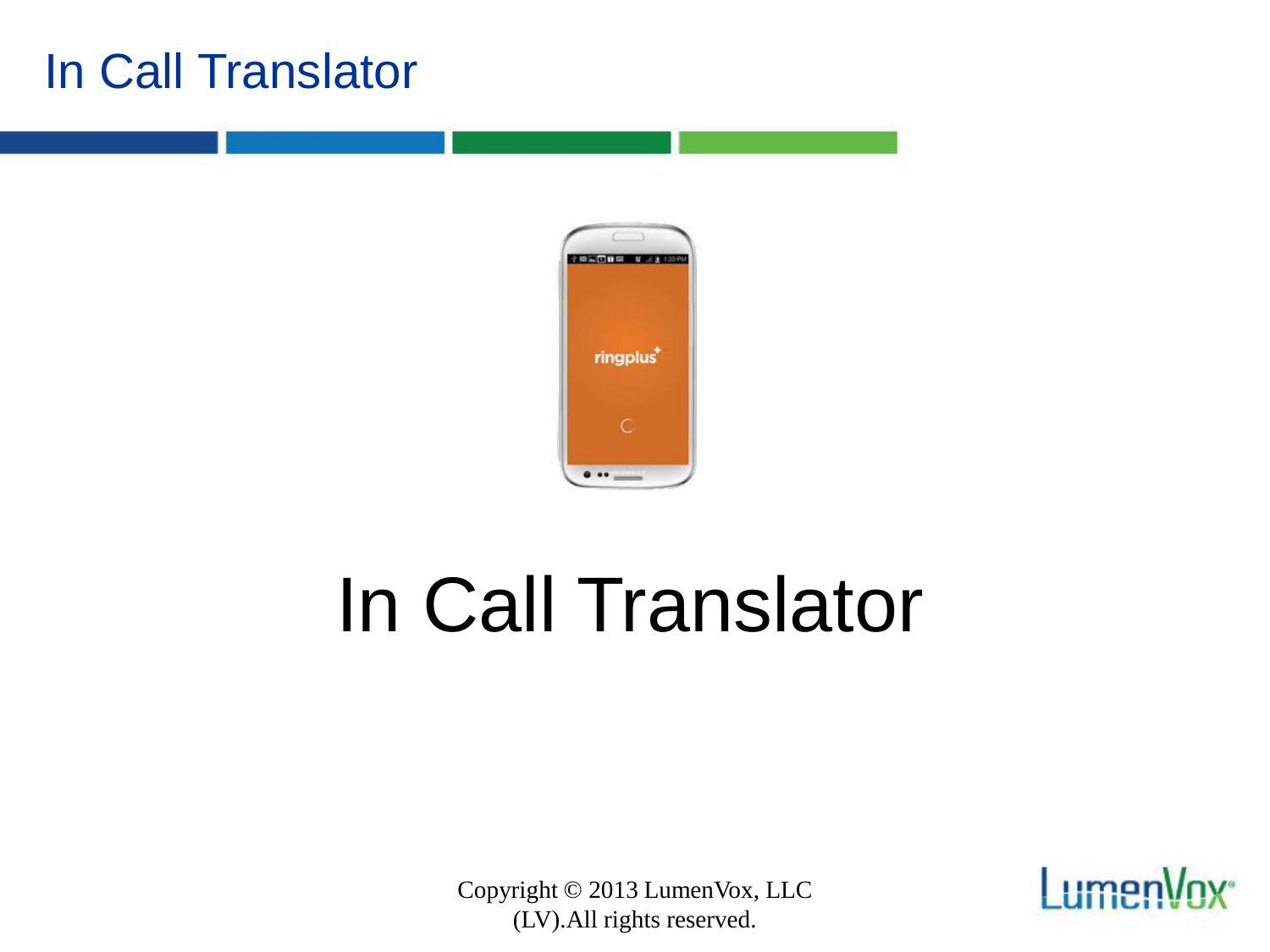# In Call Translator

In Call Translator

Copyright © 2013 LumenVox, LLC (LV).All rights reserved.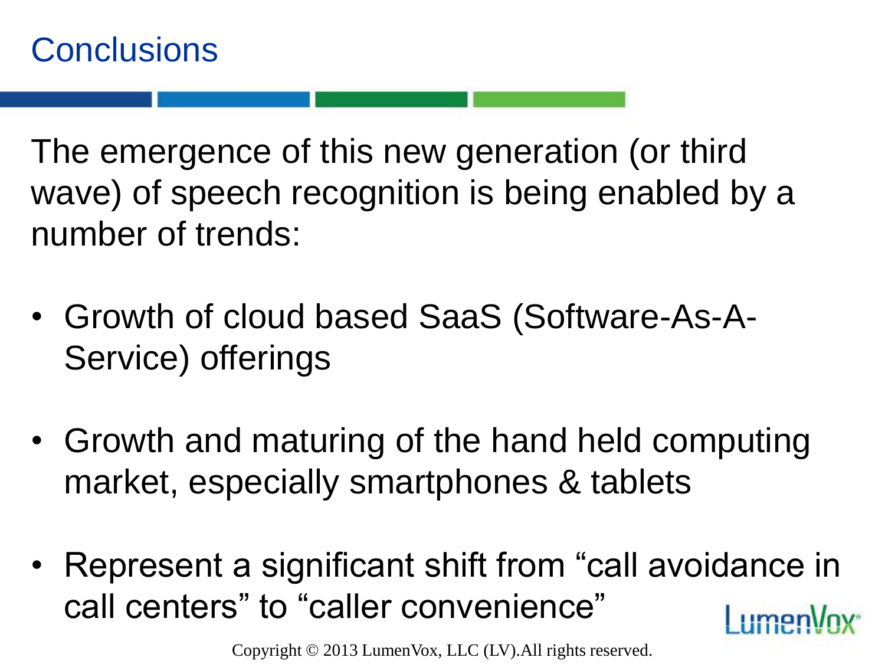# Conclusions

The emergence of this new generation (or third wave) of speech recognition is being enabled by a number of trends:

- Growth of cloud based SaaS (Software-As-A-Service) offerings
- Growth and maturing of the hand held computing market, especially smartphones & tablets
- Represent a significant shift from "call avoidance in call centers" to "caller convenience"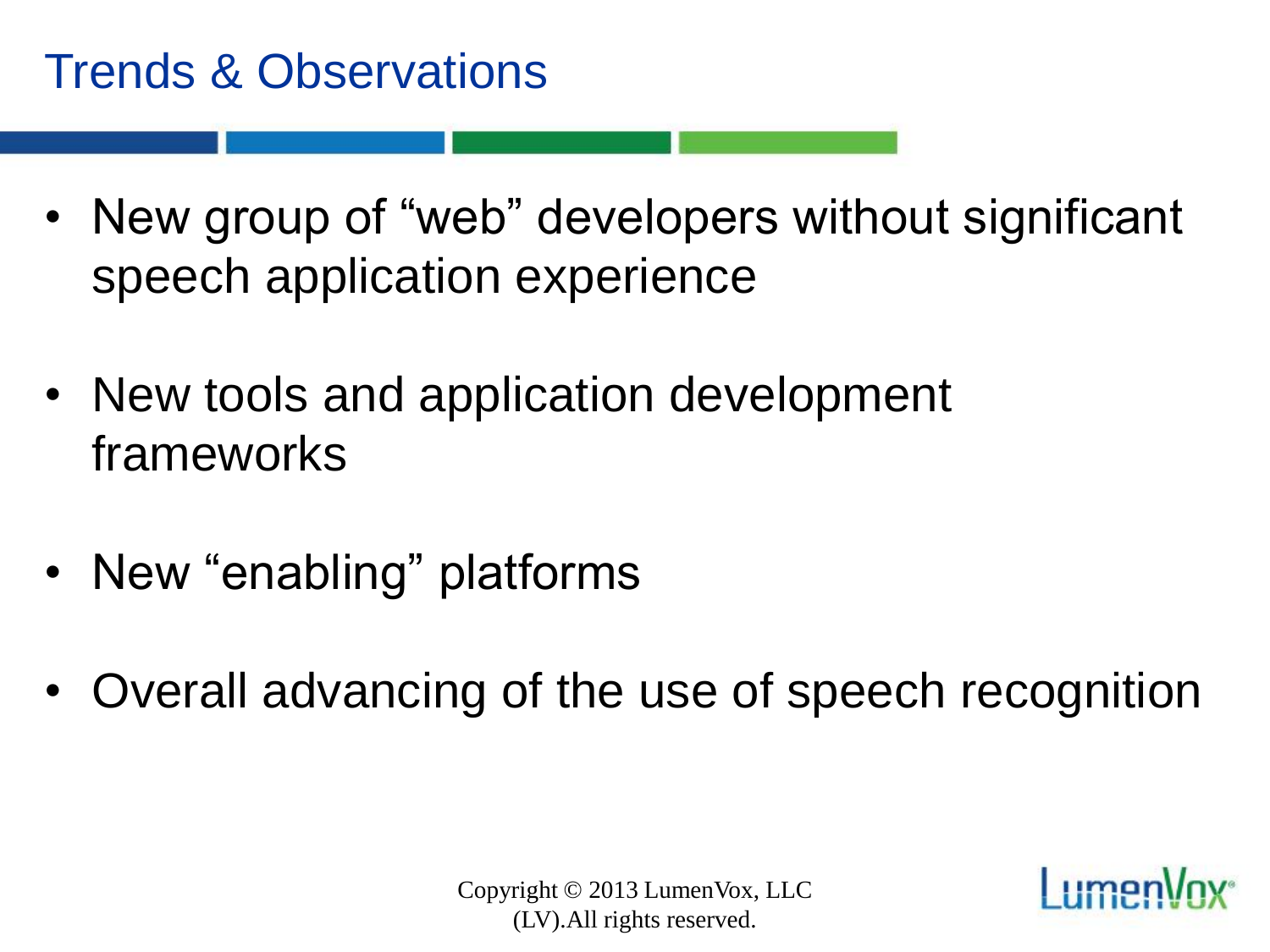# Trends & Observations

- New group of “web” developers without significant speech application experience
- New tools and application development frameworks
- New “enabling” platforms
- Overall advancing of the use of speech recognition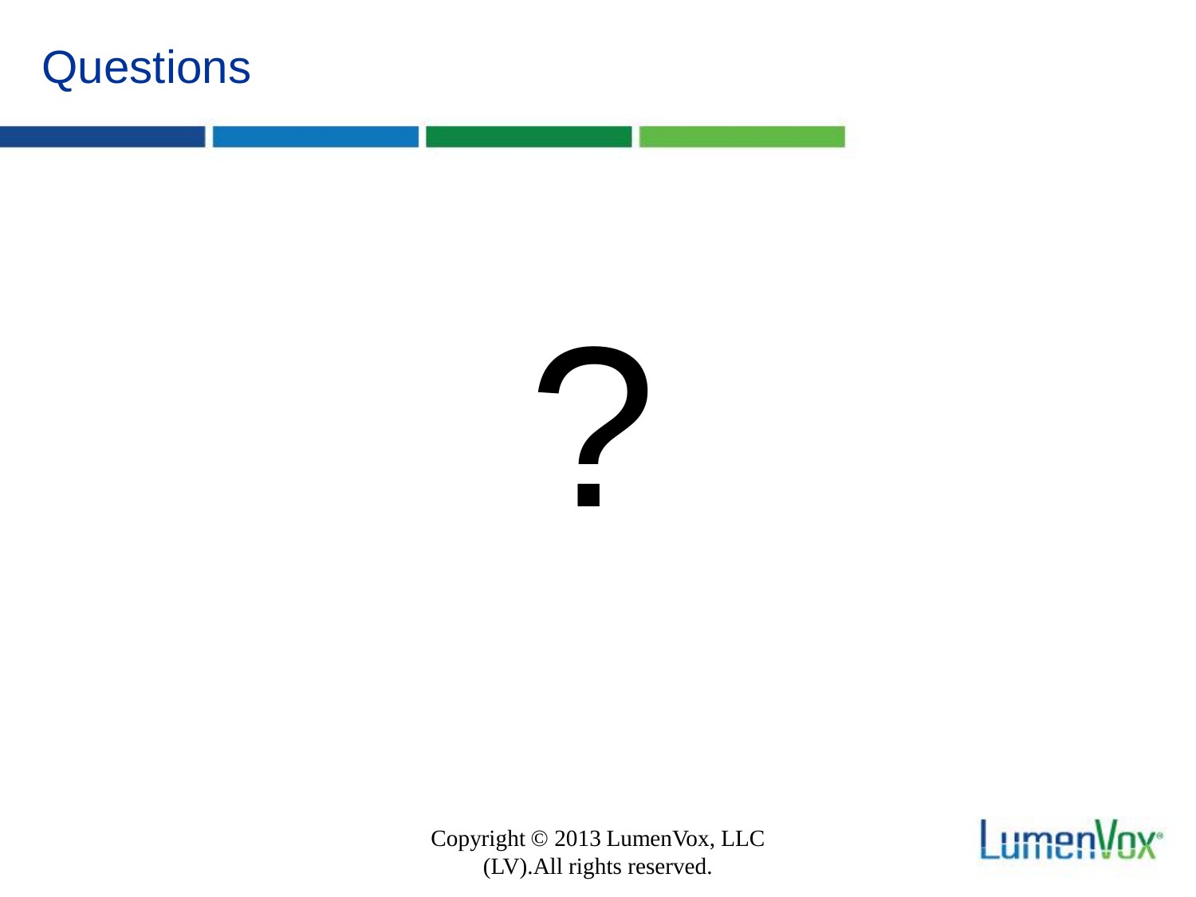# Questions

?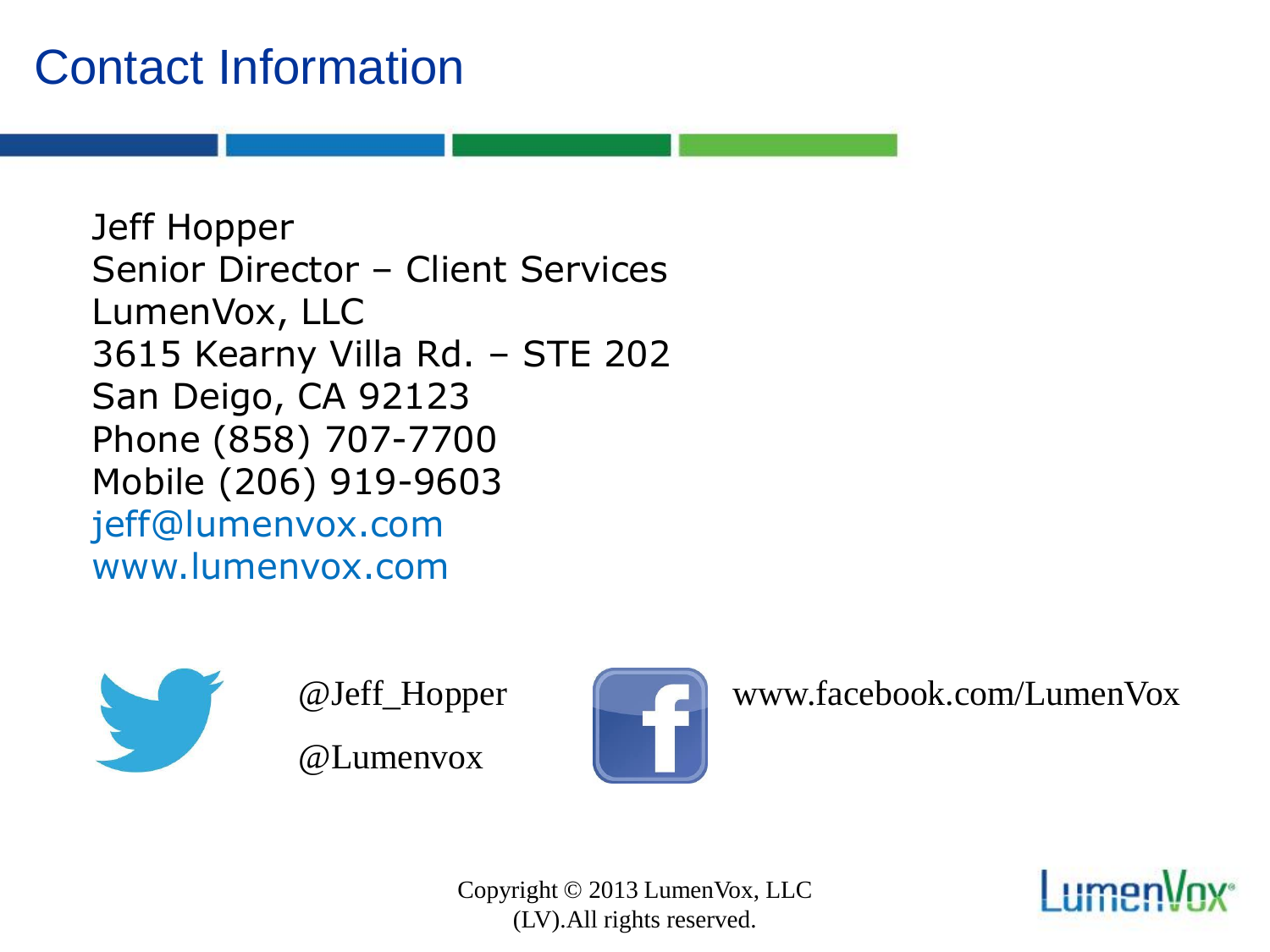# Contact Information

Jeff Hopper
Senior Director – Client Services
LumenVox, LLC
3615 Kearny Villa Rd. – STE 202
San Deigo, CA 92123
Phone (858) 707-7700
Mobile (206) 919-9603
jeff@lumenvox.com
www.lumenvox.com

@Jeff_Hopper

@Lumenvox

www.facebook.com/LumenVox

Copyright © 2013 LumenVox, LLC
(LV).All rights reserved.